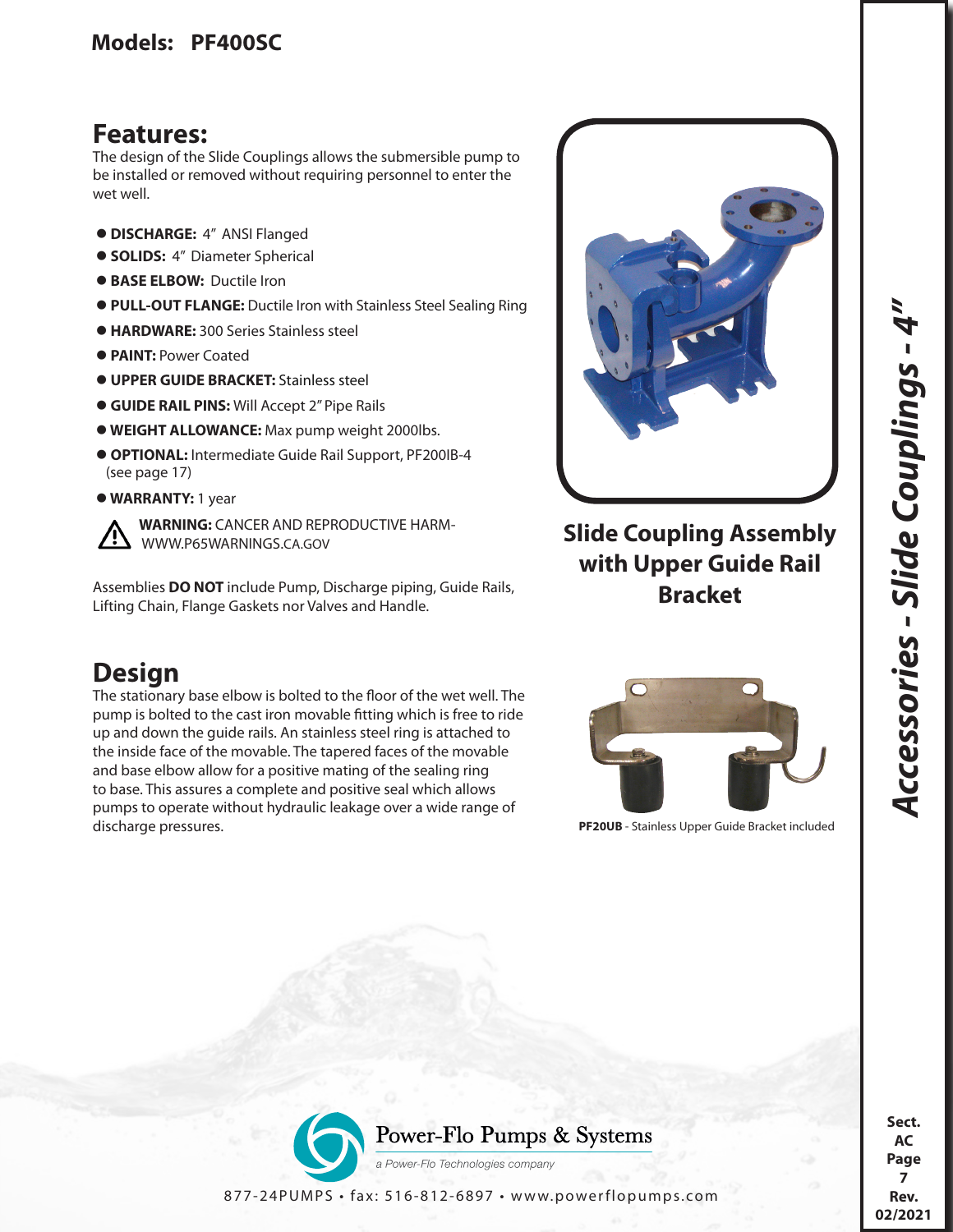## Models: PF400SC

## Features:

The design of the Slide Couplings allows the submersible pump to be installed or removed without requiring personnel to enter the wet well.

- **DISCHARGE:** 4" ANSI Flanged
- **SOLIDS:** 4" Diameter Spherical
- **BASE ELBOW:** Ductile Iron
- **PULL-OUT FLANGE:** Ductile Iron with Stainless Steel Sealing Ring
- **HARDWARE:** 300 Series Stainless steel
- **PAINT:** Power Coated
- **UPPER GUIDE BRACKET:** Stainless steel
- **GUIDE RAIL PINS:** Will Accept 2" Pipe Rails
- **WEIGHT ALLOWANCE:** Max pump weight 2000lbs.
- **OPTIONAL:** Intermediate Guide Rail Support, PF200IB-4 (see page 17)
- **WARRANTY:** 1 year

⚠ **WARNING:** CANCER AND REPRODUCTIVE HARM- WWW.P65WARNINGS.CA.GOV

Assemblies **DO NOT** include Pump, Discharge piping, Guide Rails, Lifting Chain, Flange Gaskets nor Valves and Handle.

**Slide Coupling Assembly with Upper Guide Rail Bracket**

## Design

The stationary base elbow is bolted to the floor of the wet well. The pump is bolted to the cast iron movable fitting which is free to ride up and down the guide rails. An stainless steel ring is attached to the inside face of the movable. The tapered faces of the movable and base elbow allow for a positive mating of the sealing ring to base. This assures a complete and positive seal which allows pumps to operate without hydraulic leakage over a wide range of discharge pressures.

**PF20UB** - Stainless Upper Guide Bracket included

*Accessories - Slide Couplings - 4"*

Power-Flo Pumps & Systems
a Power-Flo Technologies company

877-24PUMPS • fax: 516-812-6897 • www.powerflopumps.com

Sect. AC Page 7 Rev. 02/2021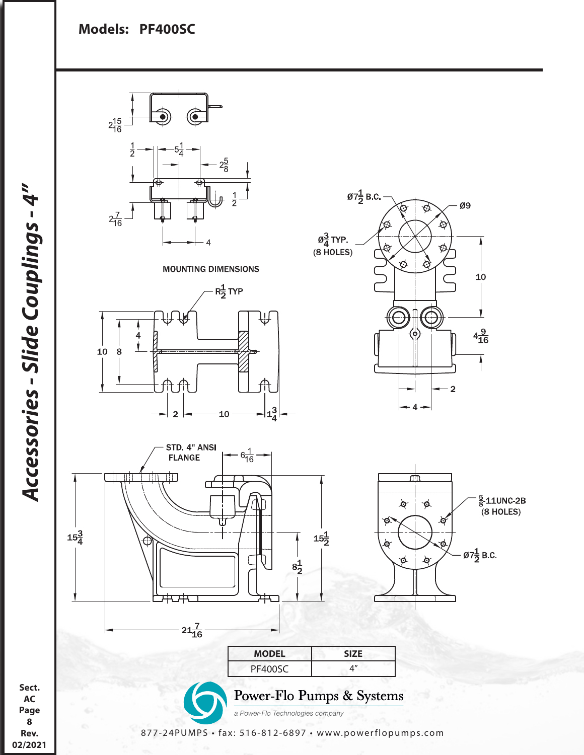**Models: PF400SC**

MOUNTING DIMENSIONS

$2\frac{15}{16}$

$\frac{1}{2}$

$5\frac{1}{4}$

$2\frac{5}{8}$

$\frac{1}{2}$

$2\frac{7}{16}$

4

$R\frac{1}{2}$ TYP

10

8

4

2

10

$1\frac{3}{4}$

Ø$7\frac{1}{2}$ B.C.

Ø9

Ø$\frac{3}{4}$ TYP.
(8 HOLES)

10

$4\frac{9}{16}$

2

4

STD. 4" ANSI FLANGE

$6\frac{1}{16}$

$15\frac{3}{4}$

$15\frac{1}{2}$

$8\frac{1}{2}$

$21\frac{7}{16}$

$\frac{5}{8}$-11UNC-2B
(8 HOLES)

Ø$7\frac{1}{2}$ B.C.

| MODEL | SIZE |
|---|---|
| PF400SC | 4″ |

Power-Flo Pumps & Systems

a Power-Flo Technologies company

877-24PUMPS • fax: 516-812-6897 • www.powerflopumps.com